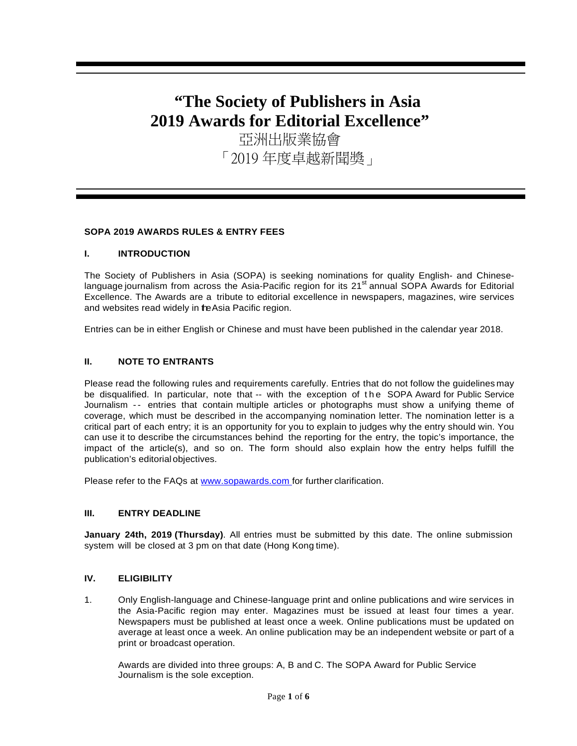# "The Society of Publishers in Asia 2019 Awards for Editorial Excellence"

# 亞洲出版業協會
# 「2019 年度卓越新聞獎」

**SOPA 2019 AWARDS RULES & ENTRY FEES**

## I. INTRODUCTION

The Society of Publishers in Asia (SOPA) is seeking nominations for quality English- and Chinese-language journalism from across the Asia-Pacific region for its 21st annual SOPA Awards for Editorial Excellence. The Awards are a tribute to editorial excellence in newspapers, magazines, wire services and websites read widely in the Asia Pacific region.

Entries can be in either English or Chinese and must have been published in the calendar year 2018.

## II. NOTE TO ENTRANTS

Please read the following rules and requirements carefully. Entries that do not follow the guidelines may be disqualified. In particular, note that -- with the exception of the SOPA Award for Public Service Journalism -- entries that contain multiple articles or photographs must show a unifying theme of coverage, which must be described in the accompanying nomination letter. The nomination letter is a critical part of each entry; it is an opportunity for you to explain to judges why the entry should win. You can use it to describe the circumstances behind the reporting for the entry, the topic's importance, the impact of the article(s), and so on. The form should also explain how the entry helps fulfill the publication's editorial objectives.

Please refer to the FAQs at [www.sopawards.com](http://www.sopawards.com) for further clarification.

## III. ENTRY DEADLINE

**January 24th, 2019 (Thursday)**. All entries must be submitted by this date. The online submission system will be closed at 3 pm on that date (Hong Kong time).

## IV. ELIGIBILITY

1. Only English-language and Chinese-language print and online publications and wire services in the Asia-Pacific region may enter. Magazines must be issued at least four times a year. Newspapers must be published at least once a week. Online publications must be updated on average at least once a week. An online publication may be an independent website or part of a print or broadcast operation.

   Awards are divided into three groups: A, B and C. The SOPA Award for Public Service Journalism is the sole exception.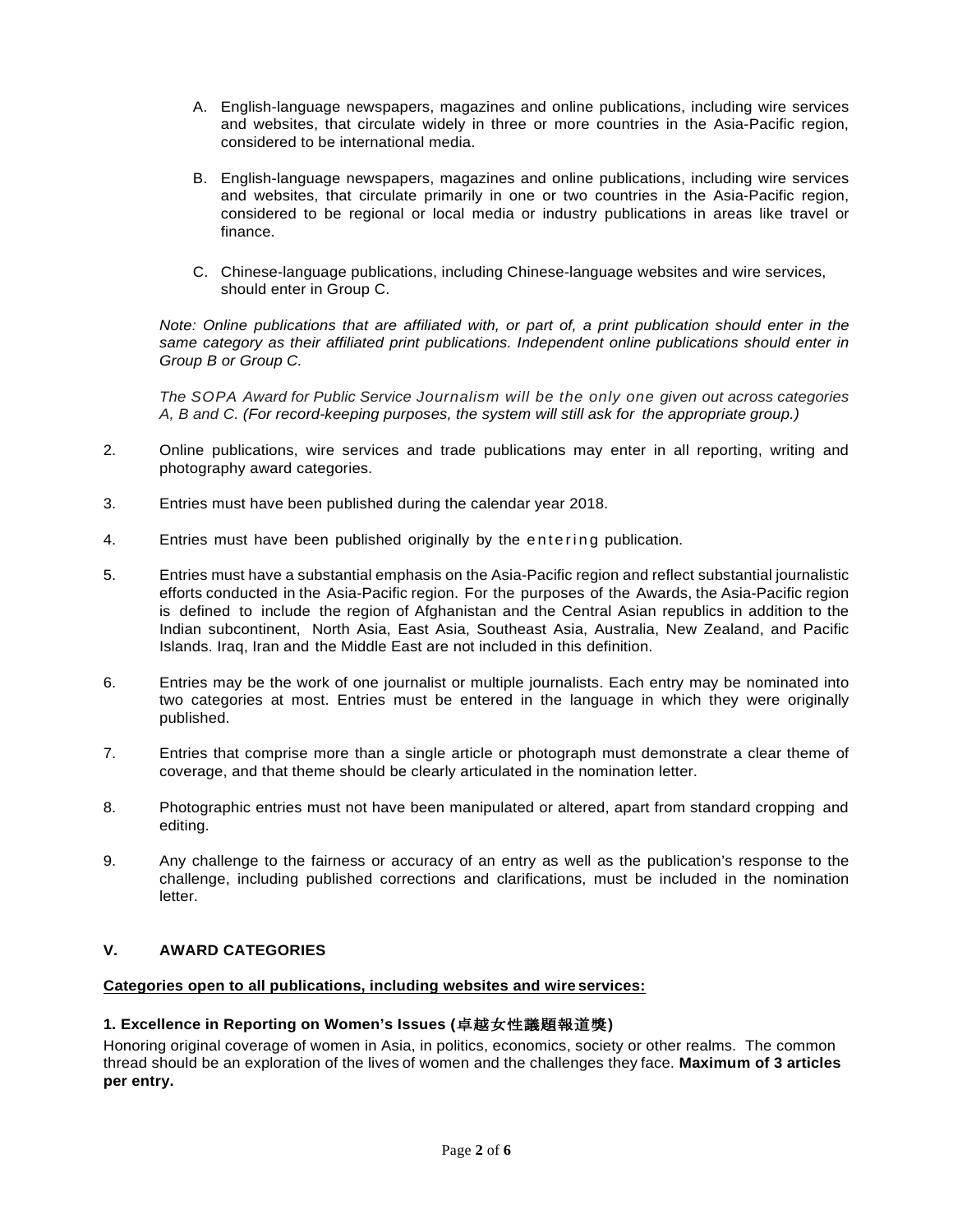A. English-language newspapers, magazines and online publications, including wire services and websites, that circulate widely in three or more countries in the Asia-Pacific region, considered to be international media.

B. English-language newspapers, magazines and online publications, including wire services and websites, that circulate primarily in one or two countries in the Asia-Pacific region, considered to be regional or local media or industry publications in areas like travel or finance.

C. Chinese-language publications, including Chinese-language websites and wire services, should enter in Group C.

*Note: Online publications that are affiliated with, or part of, a print publication should enter in the same category as their affiliated print publications. Independent online publications should enter in Group B or Group C.*

*The SOPA Award for Public Service Journalism will be the only one given out across categories A, B and C. (For record-keeping purposes, the system will still ask for the appropriate group.)*

2. Online publications, wire services and trade publications may enter in all reporting, writing and photography award categories.

3. Entries must have been published during the calendar year 2018.

4. Entries must have been published originally by the entering publication.

5. Entries must have a substantial emphasis on the Asia-Pacific region and reflect substantial journalistic efforts conducted in the Asia-Pacific region. For the purposes of the Awards, the Asia-Pacific region is defined to include the region of Afghanistan and the Central Asian republics in addition to the Indian subcontinent, North Asia, East Asia, Southeast Asia, Australia, New Zealand, and Pacific Islands. Iraq, Iran and the Middle East are not included in this definition.

6. Entries may be the work of one journalist or multiple journalists. Each entry may be nominated into two categories at most. Entries must be entered in the language in which they were originally published.

7. Entries that comprise more than a single article or photograph must demonstrate a clear theme of coverage, and that theme should be clearly articulated in the nomination letter.

8. Photographic entries must not have been manipulated or altered, apart from standard cropping and editing.

9. Any challenge to the fairness or accuracy of an entry as well as the publication's response to the challenge, including published corrections and clarifications, must be included in the nomination letter.

## V. AWARD CATEGORIES

**Categories open to all publications, including websites and wire services:**

### 1. Excellence in Reporting on Women's Issues (卓越女性議題報道獎)

Honoring original coverage of women in Asia, in politics, economics, society or other realms. The common thread should be an exploration of the lives of women and the challenges they face. **Maximum of 3 articles per entry.**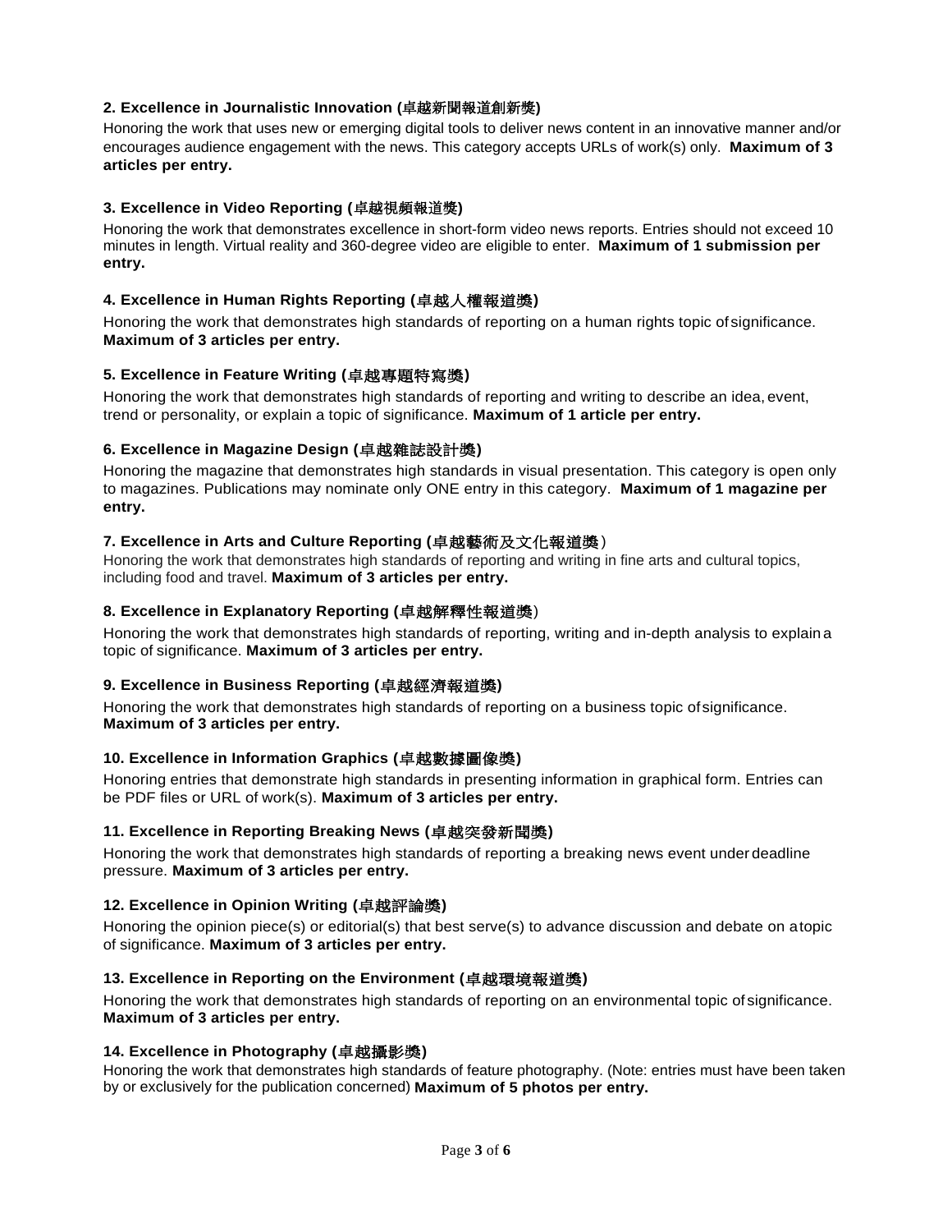**2. Excellence in Journalistic Innovation (卓越新聞報道創新獎)**

Honoring the work that uses new or emerging digital tools to deliver news content in an innovative manner and/or encourages audience engagement with the news. This category accepts URLs of work(s) only. **Maximum of 3 articles per entry.**

**3. Excellence in Video Reporting (卓越視頻報道獎)**

Honoring the work that demonstrates excellence in short-form video news reports. Entries should not exceed 10 minutes in length. Virtual reality and 360-degree video are eligible to enter. **Maximum of 1 submission per entry.**

**4. Excellence in Human Rights Reporting (卓越人權報道獎)**

Honoring the work that demonstrates high standards of reporting on a human rights topic of significance. **Maximum of 3 articles per entry.**

**5. Excellence in Feature Writing (卓越專題特寫獎)**

Honoring the work that demonstrates high standards of reporting and writing to describe an idea, event, trend or personality, or explain a topic of significance. **Maximum of 1 article per entry.**

**6. Excellence in Magazine Design (卓越雜誌設計獎)**

Honoring the magazine that demonstrates high standards in visual presentation. This category is open only to magazines. Publications may nominate only ONE entry in this category. **Maximum of 1 magazine per entry.**

**7. Excellence in Arts and Culture Reporting (卓越藝術及文化報道獎)**

Honoring the work that demonstrates high standards of reporting and writing in fine arts and cultural topics, including food and travel. **Maximum of 3 articles per entry.**

**8. Excellence in Explanatory Reporting (卓越解釋性報道獎)**

Honoring the work that demonstrates high standards of reporting, writing and in-depth analysis to explain a topic of significance. **Maximum of 3 articles per entry.**

**9. Excellence in Business Reporting (卓越經濟報道獎)**

Honoring the work that demonstrates high standards of reporting on a business topic of significance. **Maximum of 3 articles per entry.**

**10. Excellence in Information Graphics (卓越數據圖像獎)**

Honoring entries that demonstrate high standards in presenting information in graphical form. Entries can be PDF files or URL of work(s). **Maximum of 3 articles per entry.**

**11. Excellence in Reporting Breaking News (卓越突發新聞獎)**

Honoring the work that demonstrates high standards of reporting a breaking news event under deadline pressure. **Maximum of 3 articles per entry.**

**12. Excellence in Opinion Writing (卓越評論獎)**

Honoring the opinion piece(s) or editorial(s) that best serve(s) to advance discussion and debate on a topic of significance. **Maximum of 3 articles per entry.**

**13. Excellence in Reporting on the Environment (卓越環境報道獎)**

Honoring the work that demonstrates high standards of reporting on an environmental topic of significance. **Maximum of 3 articles per entry.**

**14. Excellence in Photography (卓越攝影獎)**

Honoring the work that demonstrates high standards of feature photography. (Note: entries must have been taken by or exclusively for the publication concerned) **Maximum of 5 photos per entry.**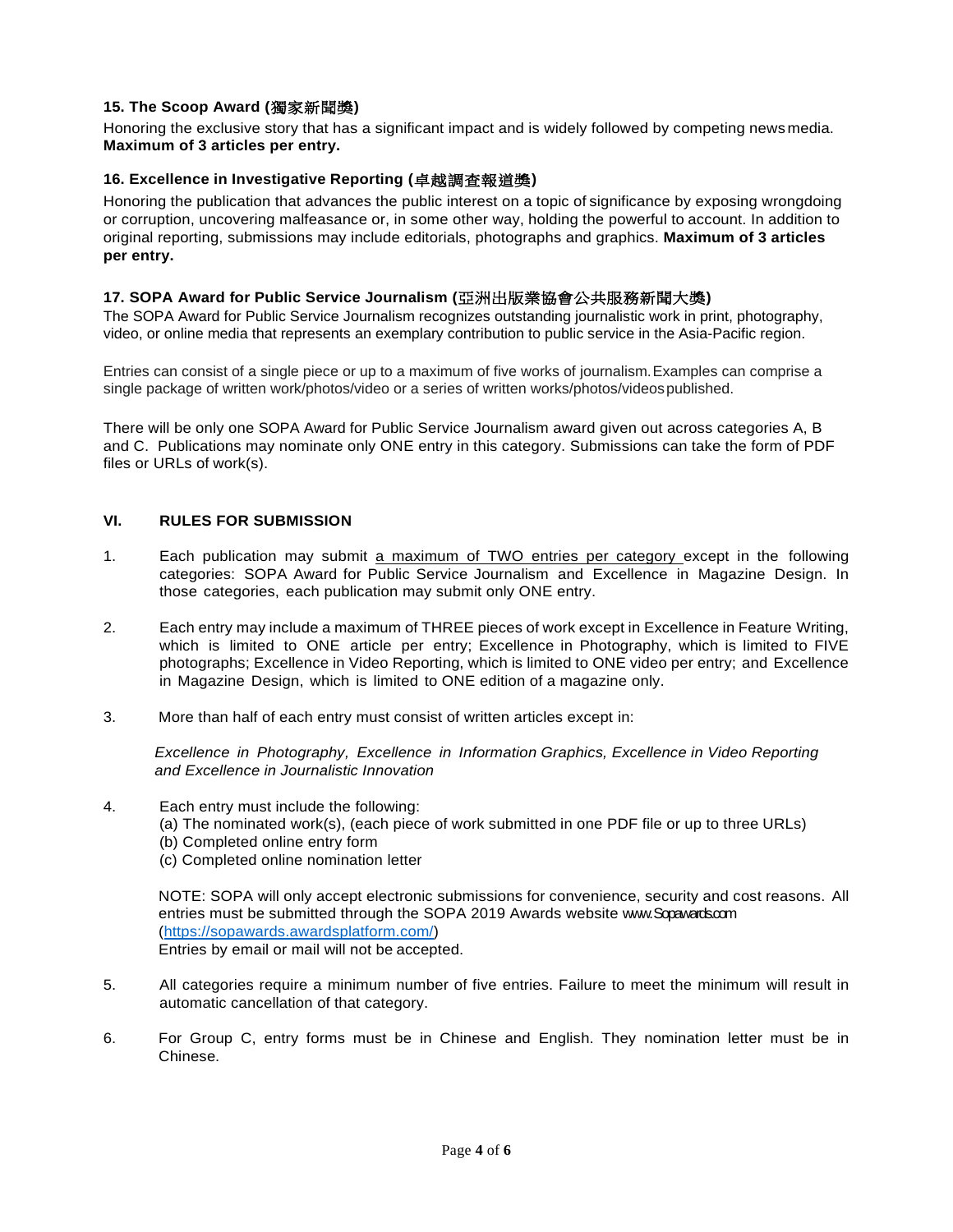### 15. The Scoop Award (獨家新聞獎)

Honoring the exclusive story that has a significant impact and is widely followed by competing news media. **Maximum of 3 articles per entry.**

### 16. Excellence in Investigative Reporting (卓越調查報道獎)

Honoring the publication that advances the public interest on a topic of significance by exposing wrongdoing or corruption, uncovering malfeasance or, in some other way, holding the powerful to account. In addition to original reporting, submissions may include editorials, photographs and graphics. **Maximum of 3 articles per entry.**

### 17. SOPA Award for Public Service Journalism (亞洲出版業協會公共服務新聞大獎)

The SOPA Award for Public Service Journalism recognizes outstanding journalistic work in print, photography, video, or online media that represents an exemplary contribution to public service in the Asia-Pacific region.

Entries can consist of a single piece or up to a maximum of five works of journalism. Examples can comprise a single package of written work/photos/video or a series of written works/photos/videos published.

There will be only one SOPA Award for Public Service Journalism award given out across categories A, B and C. Publications may nominate only ONE entry in this category. Submissions can take the form of PDF files or URLs of work(s).

## VI. RULES FOR SUBMISSION

1. Each publication may submit a maximum of TWO entries per category except in the following categories: SOPA Award for Public Service Journalism and Excellence in Magazine Design. In those categories, each publication may submit only ONE entry.

2. Each entry may include a maximum of THREE pieces of work except in Excellence in Feature Writing, which is limited to ONE article per entry; Excellence in Photography, which is limited to FIVE photographs; Excellence in Video Reporting, which is limited to ONE video per entry; and Excellence in Magazine Design, which is limited to ONE edition of a magazine only.

3. More than half of each entry must consist of written articles except in:

   *Excellence in Photography, Excellence in Information Graphics, Excellence in Video Reporting and Excellence in Journalistic Innovation*

4. Each entry must include the following:
   (a) The nominated work(s), (each piece of work submitted in one PDF file or up to three URLs)
   (b) Completed online entry form
   (c) Completed online nomination letter

   NOTE: SOPA will only accept electronic submissions for convenience, security and cost reasons. All entries must be submitted through the SOPA 2019 Awards website www.Sopawards.com (https://sopawards.awardsplatform.com/)
   Entries by email or mail will not be accepted.

5. All categories require a minimum number of five entries. Failure to meet the minimum will result in automatic cancellation of that category.

6. For Group C, entry forms must be in Chinese and English. They nomination letter must be in Chinese.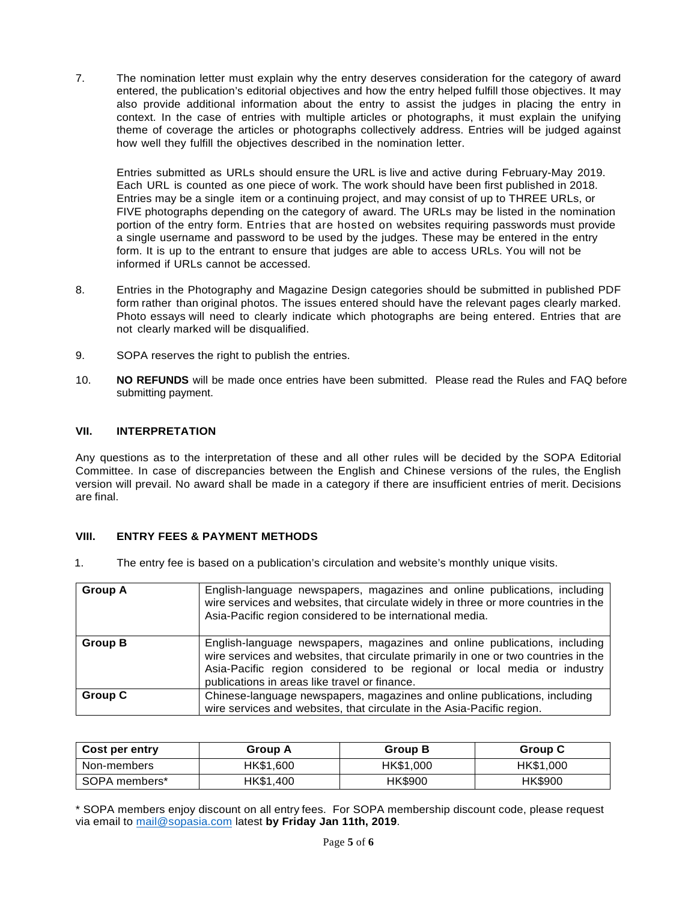7. The nomination letter must explain why the entry deserves consideration for the category of award entered, the publication's editorial objectives and how the entry helped fulfill those objectives. It may also provide additional information about the entry to assist the judges in placing the entry in context. In the case of entries with multiple articles or photographs, it must explain the unifying theme of coverage the articles or photographs collectively address. Entries will be judged against how well they fulfill the objectives described in the nomination letter.

   Entries submitted as URLs should ensure the URL is live and active during February-May 2019. Each URL is counted as one piece of work. The work should have been first published in 2018. Entries may be a single item or a continuing project, and may consist of up to THREE URLs, or FIVE photographs depending on the category of award. The URLs may be listed in the nomination portion of the entry form. Entries that are hosted on websites requiring passwords must provide a single username and password to be used by the judges. These may be entered in the entry form. It is up to the entrant to ensure that judges are able to access URLs. You will not be informed if URLs cannot be accessed.

8. Entries in the Photography and Magazine Design categories should be submitted in published PDF form rather than original photos. The issues entered should have the relevant pages clearly marked. Photo essays will need to clearly indicate which photographs are being entered. Entries that are not clearly marked will be disqualified.

9. SOPA reserves the right to publish the entries.

10. **NO REFUNDS** will be made once entries have been submitted. Please read the Rules and FAQ before submitting payment.

## VII. INTERPRETATION

Any questions as to the interpretation of these and all other rules will be decided by the SOPA Editorial Committee. In case of discrepancies between the English and Chinese versions of the rules, the English version will prevail. No award shall be made in a category if there are insufficient entries of merit. Decisions are final.

## VIII. ENTRY FEES & PAYMENT METHODS

1. The entry fee is based on a publication's circulation and website's monthly unique visits.

| Group | Description |
| --- | --- |
| **Group A** | English-language newspapers, magazines and online publications, including wire services and websites, that circulate widely in three or more countries in the Asia-Pacific region considered to be international media. |
| **Group B** | English-language newspapers, magazines and online publications, including wire services and websites, that circulate primarily in one or two countries in the Asia-Pacific region considered to be regional or local media or industry publications in areas like travel or finance. |
| **Group C** | Chinese-language newspapers, magazines and online publications, including wire services and websites, that circulate in the Asia-Pacific region. |

| Cost per entry | Group A | Group B | Group C |
| --- | --- | --- | --- |
| Non-members | HK$1,600 | HK$1,000 | HK$1,000 |
| SOPA members* | HK$1,400 | HK$900 | HK$900 |

\* SOPA members enjoy discount on all entry fees. For SOPA membership discount code, please request via email to mail@sopasia.com latest **by Friday Jan 11th, 2019**.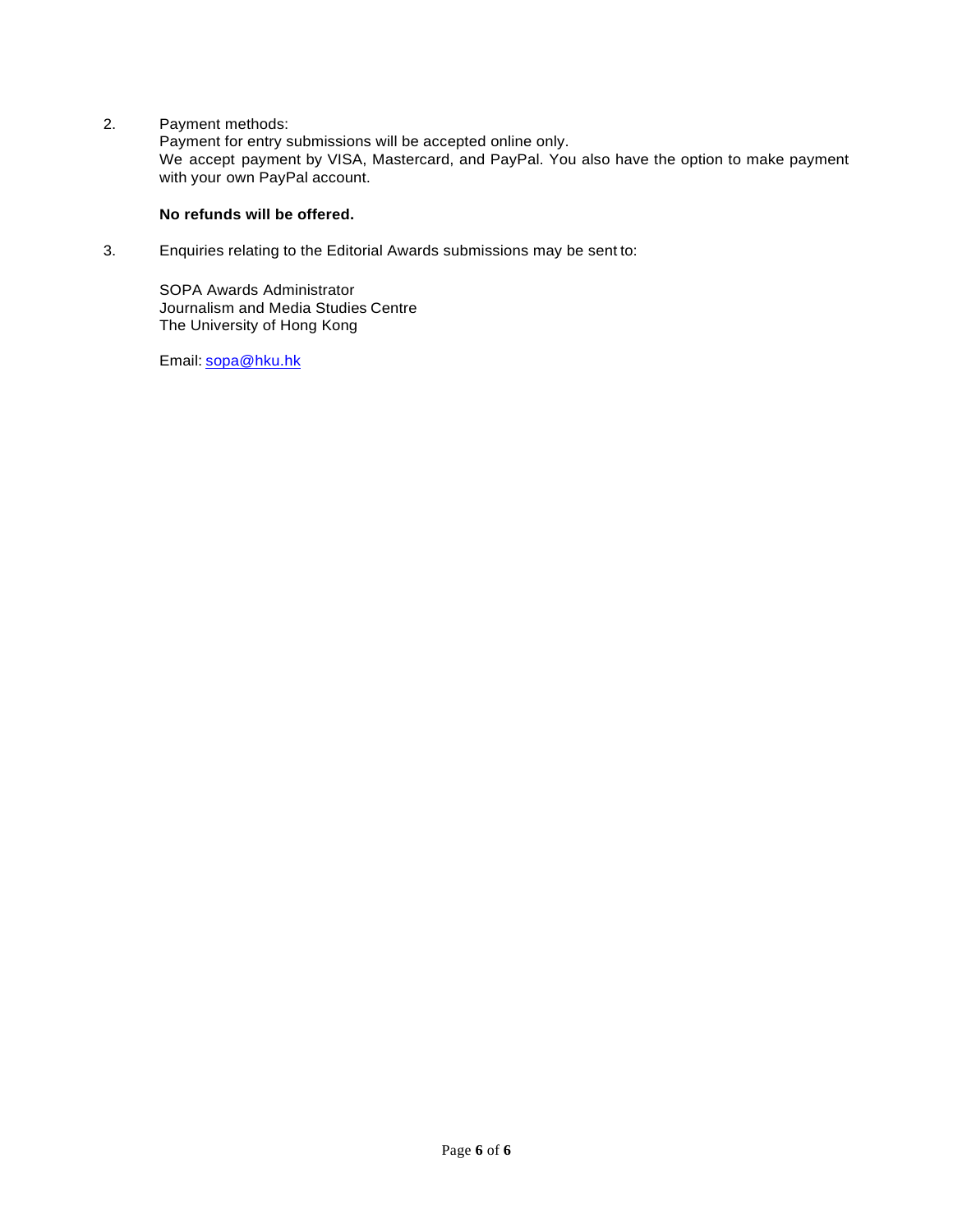2. Payment methods:
   Payment for entry submissions will be accepted online only.
   We accept payment by VISA, Mastercard, and PayPal. You also have the option to make payment with your own PayPal account.

   **No refunds will be offered.**

3. Enquiries relating to the Editorial Awards submissions may be sent to:

   SOPA Awards Administrator
   Journalism and Media Studies Centre
   The University of Hong Kong

   Email: sopa@hku.hk